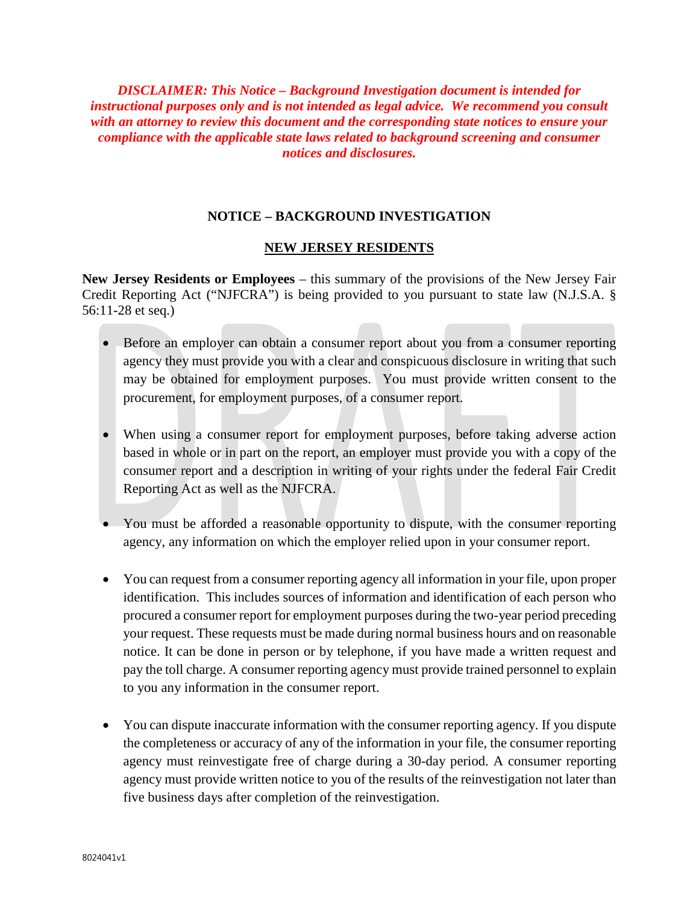***DISCLAIMER: This Notice – Background Investigation document is intended for instructional purposes only and is not intended as legal advice. We recommend you consult with an attorney to review this document and the corresponding state notices to ensure your compliance with the applicable state laws related to background screening and consumer notices and disclosures.***

## NOTICE – BACKGROUND INVESTIGATION

## NEW JERSEY RESIDENTS

**New Jersey Residents or Employees** – this summary of the provisions of the New Jersey Fair Credit Reporting Act ("NJFCRA") is being provided to you pursuant to state law (N.J.S.A. § 56:11-28 et seq.)

- Before an employer can obtain a consumer report about you from a consumer reporting agency they must provide you with a clear and conspicuous disclosure in writing that such may be obtained for employment purposes. You must provide written consent to the procurement, for employment purposes, of a consumer report.

- When using a consumer report for employment purposes, before taking adverse action based in whole or in part on the report, an employer must provide you with a copy of the consumer report and a description in writing of your rights under the federal Fair Credit Reporting Act as well as the NJFCRA.

- You must be afforded a reasonable opportunity to dispute, with the consumer reporting agency, any information on which the employer relied upon in your consumer report.

- You can request from a consumer reporting agency all information in your file, upon proper identification. This includes sources of information and identification of each person who procured a consumer report for employment purposes during the two-year period preceding your request. These requests must be made during normal business hours and on reasonable notice. It can be done in person or by telephone, if you have made a written request and pay the toll charge. A consumer reporting agency must provide trained personnel to explain to you any information in the consumer report.

- You can dispute inaccurate information with the consumer reporting agency. If you dispute the completeness or accuracy of any of the information in your file, the consumer reporting agency must reinvestigate free of charge during a 30-day period. A consumer reporting agency must provide written notice to you of the results of the reinvestigation not later than five business days after completion of the reinvestigation.

8024041v1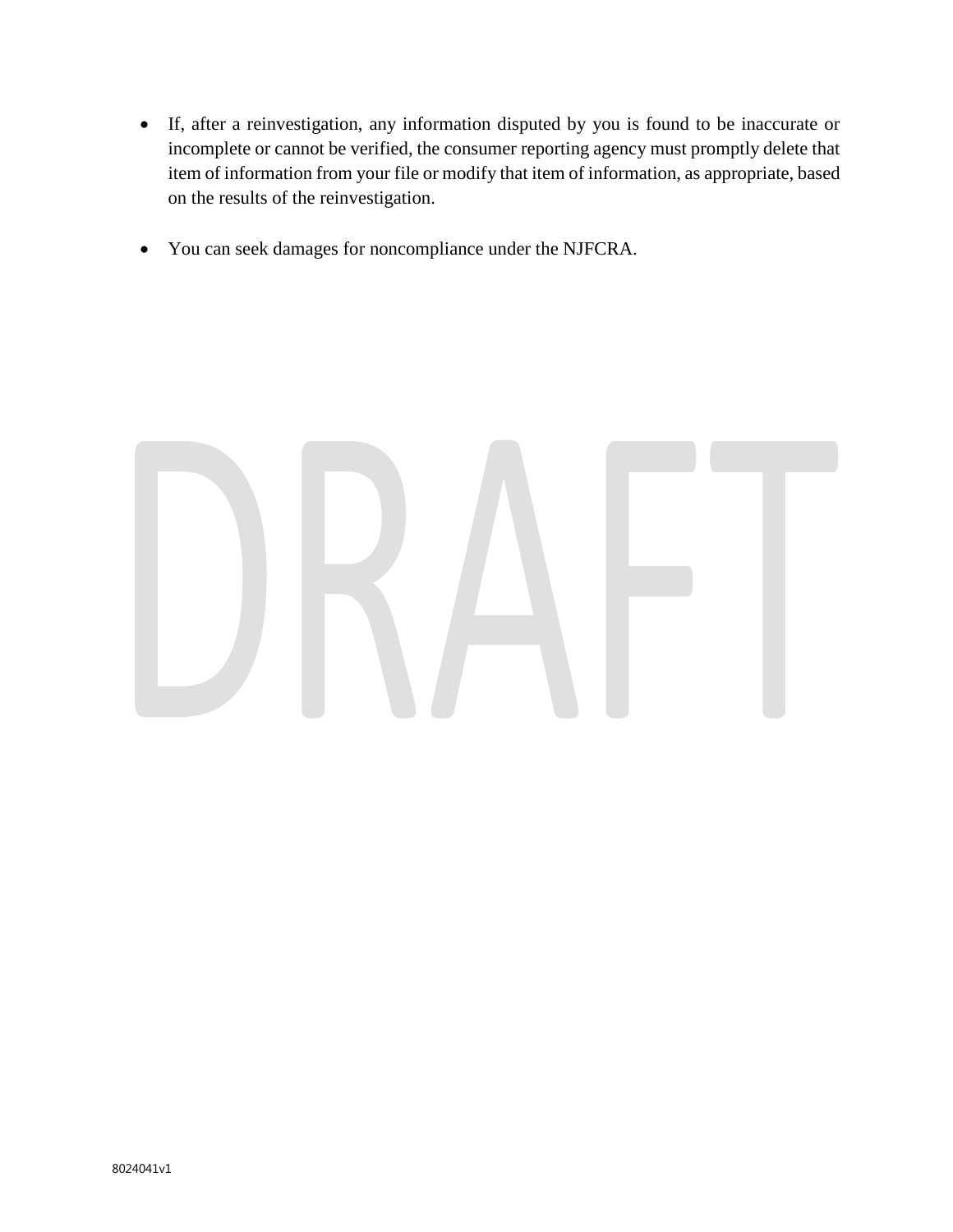- If, after a reinvestigation, any information disputed by you is found to be inaccurate or incomplete or cannot be verified, the consumer reporting agency must promptly delete that item of information from your file or modify that item of information, as appropriate, based on the results of the reinvestigation.

- You can seek damages for noncompliance under the NJFCRA.